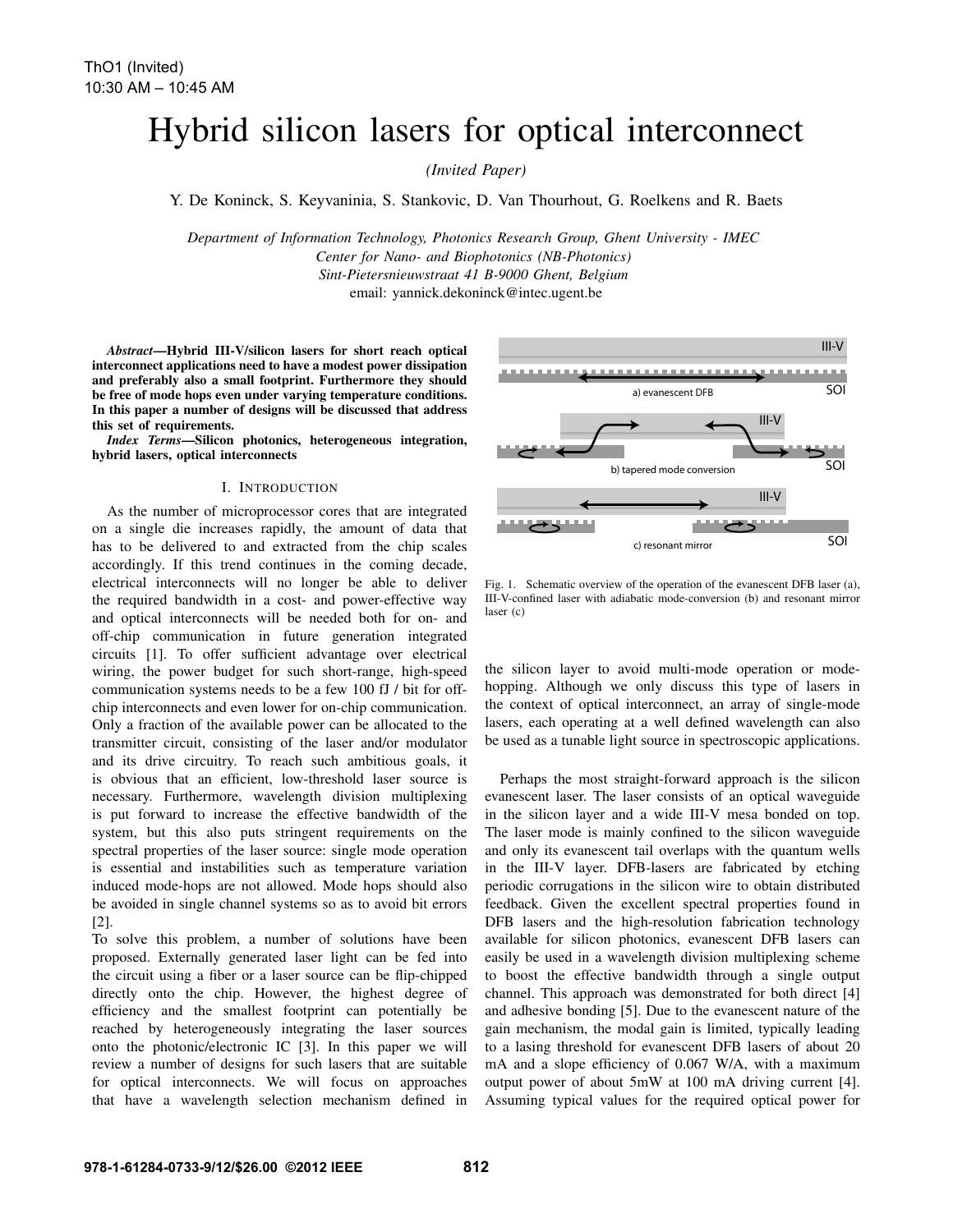# Hybrid silicon lasers for optical interconnect

*(Invited Paper)*

Y. De Koninck, S. Keyvaninia, S. Stankovic, D. Van Thourhout, G. Roelkens and R. Baets

*Department of Information Technology, Photonics Research Group, Ghent University - IMEC*
*Center for Nano- and Biophotonics (NB-Photonics)*
*Sint-Pietersnieuwstraat 41 B-9000 Ghent, Belgium*
email: yannick.dekoninck@intec.ugent.be

***Abstract*—Hybrid III-V/silicon lasers for short reach optical interconnect applications need to have a modest power dissipation and preferably also a small footprint. Furthermore they should be free of mode hops even under varying temperature conditions. In this paper a number of designs will be discussed that address this set of requirements.**

***Index Terms*—Silicon photonics, heterogeneous integration, hybrid lasers, optical interconnects**

## I. Introduction

As the number of microprocessor cores that are integrated on a single die increases rapidly, the amount of data that has to be delivered to and extracted from the chip scales accordingly. If this trend continues in the coming decade, electrical interconnects will no longer be able to deliver the required bandwidth in a cost- and power-effective way and optical interconnects will be needed both for on- and off-chip communication in future generation integrated circuits [1]. To offer sufficient advantage over electrical wiring, the power budget for such short-range, high-speed communication systems needs to be a few 100 fJ / bit for off-chip interconnects and even lower for on-chip communication. Only a fraction of the available power can be allocated to the transmitter circuit, consisting of the laser and/or modulator and its drive circuitry. To reach such ambitious goals, it is obvious that an efficient, low-threshold laser source is necessary. Furthermore, wavelength division multiplexing is put forward to increase the effective bandwidth of the system, but this also puts stringent requirements on the spectral properties of the laser source: single mode operation is essential and instabilities such as temperature variation induced mode-hops are not allowed. Mode hops should also be avoided in single channel systems so as to avoid bit errors [2].

To solve this problem, a number of solutions have been proposed. Externally generated laser light can be fed into the circuit using a fiber or a laser source can be flip-chipped directly onto the chip. However, the highest degree of efficiency and the smallest footprint can potentially be reached by heterogeneously integrating the laser sources onto the photonic/electronic IC [3]. In this paper we will review a number of designs for such lasers that are suitable for optical interconnects. We will focus on approaches that have a wavelength selection mechanism defined in the silicon layer to avoid multi-mode operation or mode-hopping. Although we only discuss this type of lasers in the context of optical interconnect, an array of single-mode lasers, each operating at a well defined wavelength can also be used as a tunable light source in spectroscopic applications.

III-V
a) evanescent DFB
SOI
III-V
b) tapered mode conversion
SOI
III-V
c) resonant mirror
SOI

Fig. 1. Schematic overview of the operation of the evanescent DFB laser (a), III-V-confined laser with adiabatic mode-conversion (b) and resonant mirror laser (c)

Perhaps the most straight-forward approach is the silicon evanescent laser. The laser consists of an optical waveguide in the silicon layer and a wide III-V mesa bonded on top. The laser mode is mainly confined to the silicon waveguide and only its evanescent tail overlaps with the quantum wells in the III-V layer. DFB-lasers are fabricated by etching periodic corrugations in the silicon wire to obtain distributed feedback. Given the excellent spectral properties found in DFB lasers and the high-resolution fabrication technology available for silicon photonics, evanescent DFB lasers can easily be used in a wavelength division multiplexing scheme to boost the effective bandwidth through a single output channel. This approach was demonstrated for both direct [4] and adhesive bonding [5]. Due to the evanescent nature of the gain mechanism, the modal gain is limited, typically leading to a lasing threshold for evanescent DFB lasers of about 20 mA and a slope efficiency of 0.067 W/A, with a maximum output power of about 5mW at 100 mA driving current [4]. Assuming typical values for the required optical power for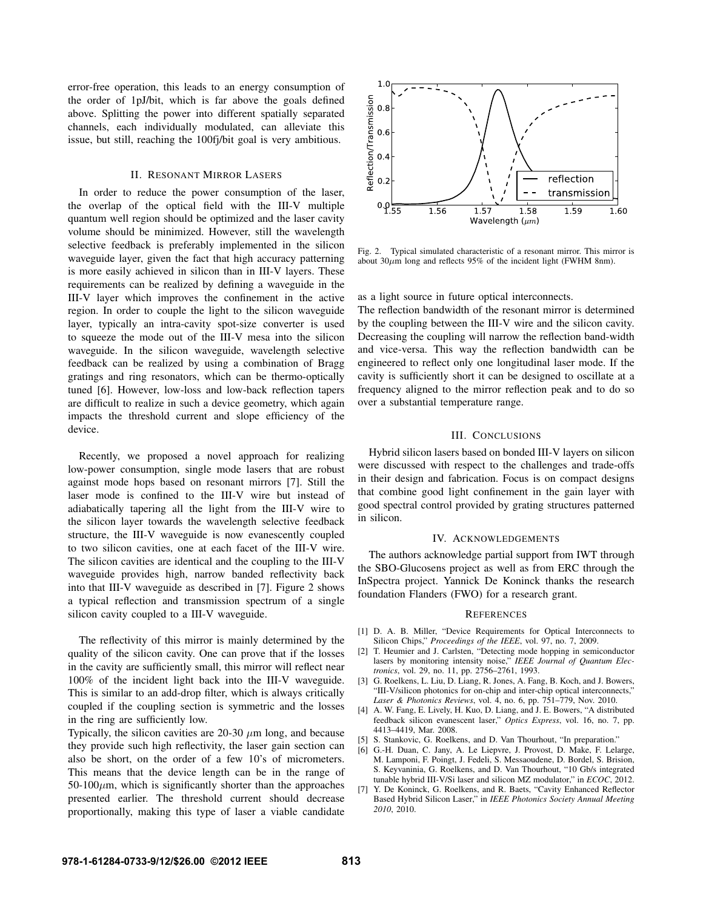error-free operation, this leads to an energy consumption of the order of 1pJ/bit, which is far above the goals defined above. Splitting the power into different spatially separated channels, each individually modulated, can alleviate this issue, but still, reaching the 100fj/bit goal is very ambitious.

## II. Resonant Mirror Lasers

In order to reduce the power consumption of the laser, the overlap of the optical field with the III-V multiple quantum well region should be optimized and the laser cavity volume should be minimized. However, still the wavelength selective feedback is preferably implemented in the silicon waveguide layer, given the fact that high accuracy patterning is more easily achieved in silicon than in III-V layers. These requirements can be realized by defining a waveguide in the III-V layer which improves the confinement in the active region. In order to couple the light to the silicon waveguide layer, typically an intra-cavity spot-size converter is used to squeeze the mode out of the III-V mesa into the silicon waveguide. In the silicon waveguide, wavelength selective feedback can be realized by using a combination of Bragg gratings and ring resonators, which can be thermo-optically tuned [6]. However, low-loss and low-back reflection tapers are difficult to realize in such a device geometry, which again impacts the threshold current and slope efficiency of the device.

Recently, we proposed a novel approach for realizing low-power consumption, single mode lasers that are robust against mode hops based on resonant mirrors [7]. Still the laser mode is confined to the III-V wire but instead of adiabatically tapering all the light from the III-V wire to the silicon layer towards the wavelength selective feedback structure, the III-V waveguide is now evanescently coupled to two silicon cavities, one at each facet of the III-V wire. The silicon cavities are identical and the coupling to the III-V waveguide provides high, narrow banded reflectivity back into that III-V waveguide as described in [7]. Figure 2 shows a typical reflection and transmission spectrum of a single silicon cavity coupled to a III-V waveguide.

The reflectivity of this mirror is mainly determined by the quality of the silicon cavity. One can prove that if the losses in the cavity are sufficiently small, this mirror will reflect near 100% of the incident light back into the III-V waveguide. This is similar to an add-drop filter, which is always critically coupled if the coupling section is symmetric and the losses in the ring are sufficiently low.

Typically, the silicon cavities are 20-30 $\mu$m long, and because they provide such high reflectivity, the laser gain section can also be short, on the order of a few 10's of micrometers. This means that the device length can be in the range of 50-100$\mu$m, which is significantly shorter than the approaches presented earlier. The threshold current should decrease proportionally, making this type of laser a viable candidate as a light source in future optical interconnects.

1.0
0.8
0.6
0.4
0.2
0.0
Reflection/Transmission
1.55
1.56
1.57
1.58
1.59
1.60
Wavelength ($\mu m$)
reflection
transmission

Fig. 2. Typical simulated characteristic of a resonant mirror. This mirror is about 30$\mu$m long and reflects 95% of the incident light (FWHM 8nm).

The reflection bandwidth of the resonant mirror is determined by the coupling between the III-V wire and the silicon cavity. Decreasing the coupling will narrow the reflection band-width and vice-versa. This way the reflection bandwidth can be engineered to reflect only one longitudinal laser mode. If the cavity is sufficiently short it can be designed to oscillate at a frequency aligned to the mirror reflection peak and to do so over a substantial temperature range.

## III. Conclusions

Hybrid silicon lasers based on bonded III-V layers on silicon were discussed with respect to the challenges and trade-offs in their design and fabrication. Focus is on compact designs that combine good light confinement in the gain layer with good spectral control provided by grating structures patterned in silicon.

## IV. Acknowledgements

The authors acknowledge partial support from IWT through the SBO-Glucosens project as well as from ERC through the InSpectra project. Yannick De Koninck thanks the research foundation Flanders (FWO) for a research grant.

## References

[1] D. A. B. Miller, "Device Requirements for Optical Interconnects to Silicon Chips," *Proceedings of the IEEE*, vol. 97, no. 7, 2009.

[2] T. Heumier and J. Carlsten, "Detecting mode hopping in semiconductor lasers by monitoring intensity noise," *IEEE Journal of Quantum Electronics*, vol. 29, no. 11, pp. 2756–2761, 1993.

[3] G. Roelkens, L. Liu, D. Liang, R. Jones, A. Fang, B. Koch, and J. Bowers, "III-V/silicon photonics for on-chip and inter-chip optical interconnects," *Laser & Photonics Reviews*, vol. 4, no. 6, pp. 751–779, Nov. 2010.

[4] A. W. Fang, E. Lively, H. Kuo, D. Liang, and J. E. Bowers, "A distributed feedback silicon evanescent laser," *Optics Express*, vol. 16, no. 7, pp. 4413–4419, Mar. 2008.

[5] S. Stankovic, G. Roelkens, and D. Van Thourhout, "In preparation."

[6] G.-H. Duan, C. Jany, A. Le Liepvre, J. Provost, D. Make, F. Lelarge, M. Lamponi, F. Poingt, J. Fedeli, S. Messaoudene, D. Bordel, S. Brision, S. Keyvaninia, G. Roelkens, and D. Van Thourhout, "10 Gb/s integrated tunable hybrid III-V/Si laser and silicon MZ modulator," in *ECOC*, 2012.

[7] Y. De Koninck, G. Roelkens, and R. Baets, "Cavity Enhanced Reflector Based Hybrid Silicon Laser," in *IEEE Photonics Society Annual Meeting 2010*, 2010.